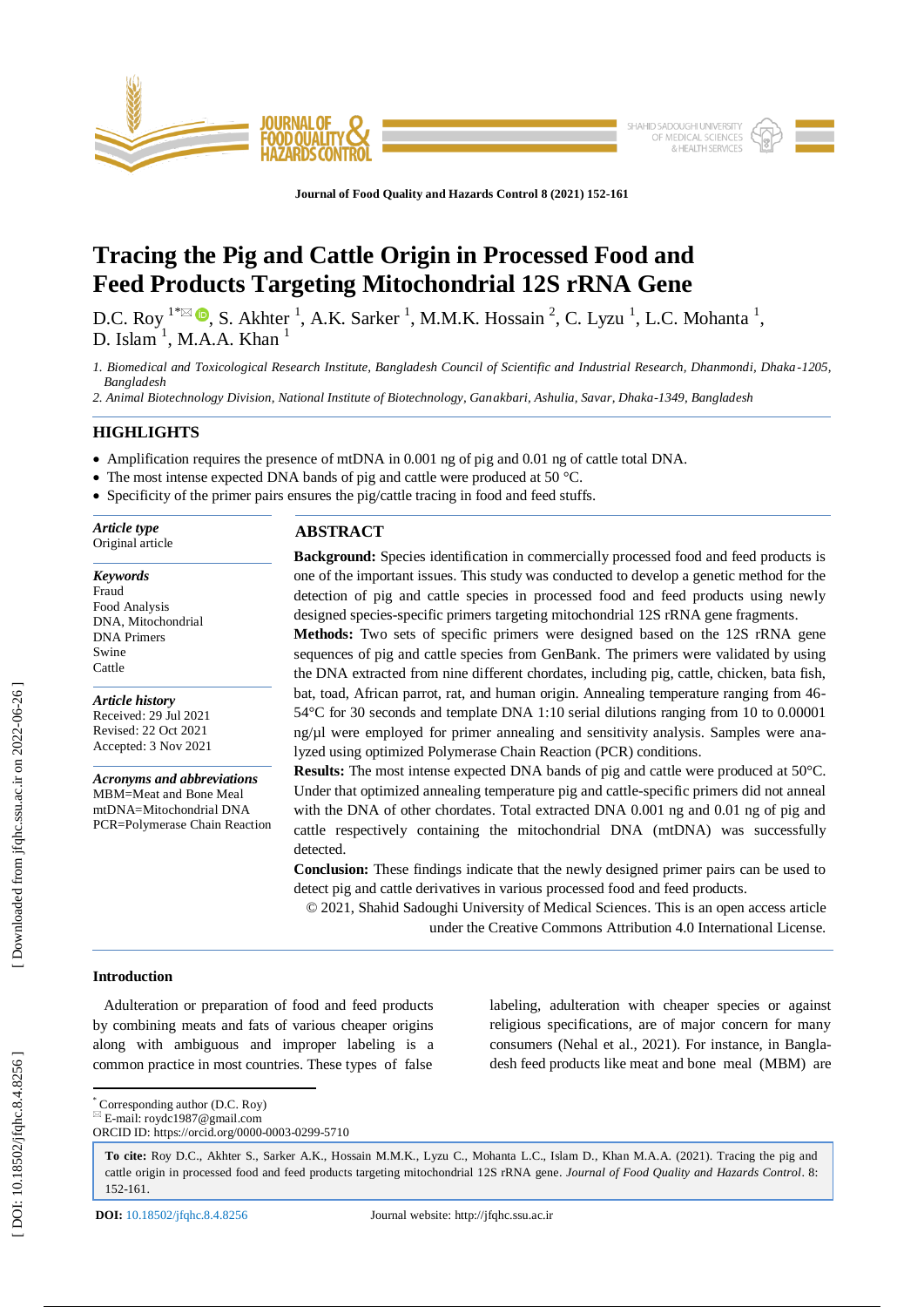Journal of Food Quality and Hazards Control 8 (2021) 152-161

# Tracing the Pig and Cattle Origin in Processed Food and Feed Products Targeting Mitochondrial 12S rRNA Gene

D.C. Roy [1*], S. Akhter [1], A.K. Sarker [1], M.M.K. Hossain [2], C. Lyzu [1], L.C. Mohanta [1], D. Islam [1], M.A.A. Khan [1]

*1. Biomedical and Toxicological Research Institute, Bangladesh Council of Scientific and Industrial Research, Dhanmondi, Dhaka-1205, Bangladesh*

*2. Animal Biotechnology Division, National Institute of Biotechnology, Ganakbari, Ashulia, Savar, Dhaka-1349, Bangladesh*

## HIGHLIGHTS

- Amplification requires the presence of mtDNA in 0.001 ng of pig and 0.01 ng of cattle total DNA.
- The most intense expected DNA bands of pig and cattle were produced at 50 °C.
- Specificity of the primer pairs ensures the pig/cattle tracing in food and feed stuffs.

***Article type***
Original article

***Keywords***
Fraud
Food Analysis
DNA, Mitochondrial
DNA Primers
Swine
Cattle

***Article history***
Received: 29 Jul 2021
Revised: 22 Oct 2021
Accepted: 3 Nov 2021

***Acronyms and abbreviations***
MBM=Meat and Bone Meal
mtDNA=Mitochondrial DNA
PCR=Polymerase Chain Reaction

## ABSTRACT

**Background:** Species identification in commercially processed food and feed products is one of the important issues. This study was conducted to develop a genetic method for the detection of pig and cattle species in processed food and feed products using newly designed species-specific primers targeting mitochondrial 12S rRNA gene fragments.

**Methods:** Two sets of specific primers were designed based on the 12S rRNA gene sequences of pig and cattle species from GenBank. The primers were validated by using the DNA extracted from nine different chordates, including pig, cattle, chicken, bata fish, bat, toad, African parrot, rat, and human origin. Annealing temperature ranging from 46-54°C for 30 seconds and template DNA 1:10 serial dilutions ranging from 10 to 0.00001 ng/µl were employed for primer annealing and sensitivity analysis. Samples were analyzed using optimized Polymerase Chain Reaction (PCR) conditions.

**Results:** The most intense expected DNA bands of pig and cattle were produced at 50°C. Under that optimized annealing temperature pig and cattle-specific primers did not anneal with the DNA of other chordates. Total extracted DNA 0.001 ng and 0.01 ng of pig and cattle respectively containing the mitochondrial DNA (mtDNA) was successfully detected.

**Conclusion:** These findings indicate that the newly designed primer pairs can be used to detect pig and cattle derivatives in various processed food and feed products.

© 2021, Shahid Sadoughi University of Medical Sciences. This is an open access article under the Creative Commons Attribution 4.0 International License.

## Introduction

Adulteration or preparation of food and feed products by combining meats and fats of various cheaper origins along with ambiguous and improper labeling is a common practice in most countries. These types of false labeling, adulteration with cheaper species or against religious specifications, are of major concern for many consumers (Nehal et al., 2021). For instance, in Bangladesh feed products like meat and bone meal (MBM) are

[*] Corresponding author (D.C. Roy)
E-mail: roydc1987@gmail.com
ORCID ID: https://orcid.org/0000-0003-0299-5710

**To cite:** Roy D.C., Akhter S., Sarker A.K., Hossain M.M.K., Lyzu C., Mohanta L.C., Islam D., Khan M.A.A. (2021). Tracing the pig and cattle origin in processed food and feed products targeting mitochondrial 12S rRNA gene. *Journal of Food Quality and Hazards Control*. 8: 152-161.

**DOI:** 10.18502/jfqhc.8.4.8256    Journal website: http://jfqhc.ssu.ac.ir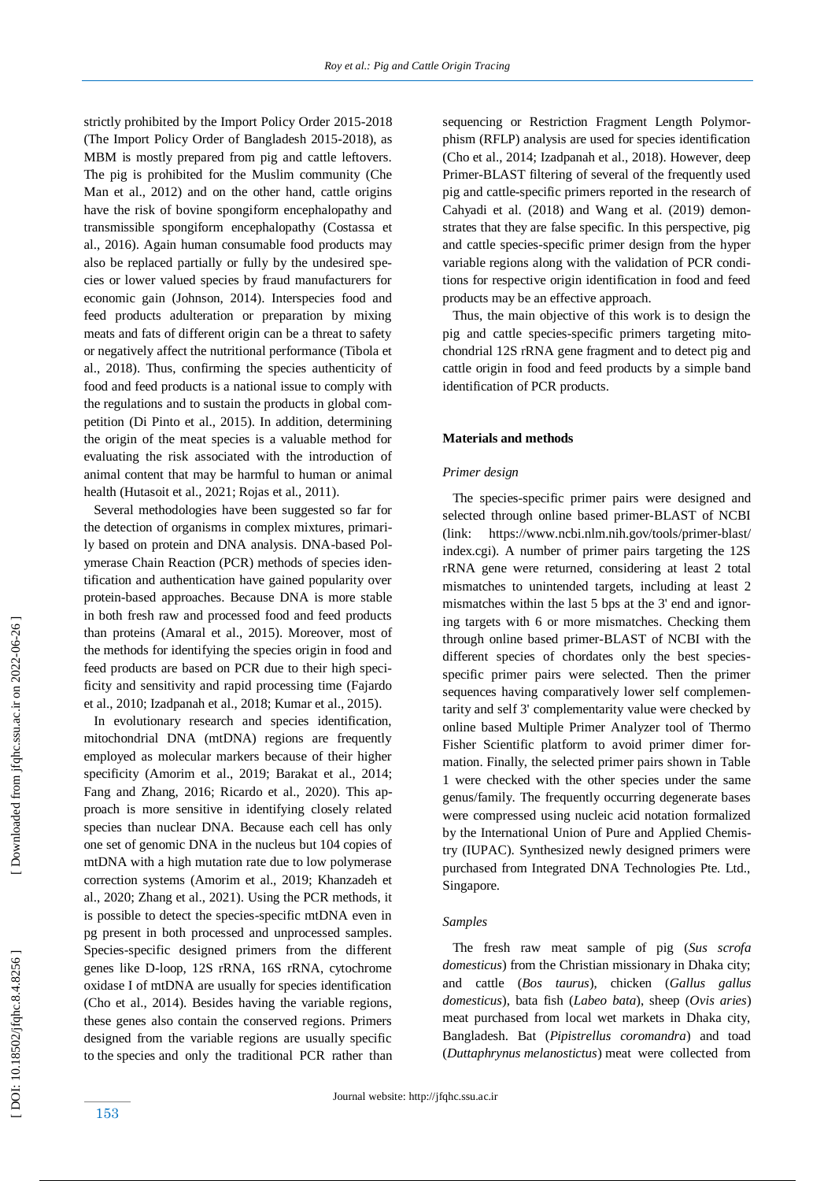strictly prohibited by the Import Policy Order 2015-2018 (The Import Policy Order of Bangladesh 2015-2018), as MBM is mostly prepared from pig and cattle leftovers. The pig is prohibited for the Muslim community (Che Man et al., 2012) and on the other hand, cattle origins have the risk of bovine spongiform encephalopathy and transmissible spongiform encephalopathy (Costassa et al., 2016). Again human consumable food products may also be replaced partially or fully by the undesired species or lower valued species by fraud manufacturers for economic gain (Johnson, 2014). Interspecies food and feed products adulteration or preparation by mixing meats and fats of different origin can be a threat to safety or negatively affect the nutritional performance (Tibola et al., 2018). Thus, confirming the species authenticity of food and feed products is a national issue to comply with the regulations and to sustain the products in global competition (Di Pinto et al., 2015). In addition, determining the origin of the meat species is a valuable method for evaluating the risk associated with the introduction of animal content that may be harmful to human or animal health (Hutasoit et al., 2021; Rojas et al., 2011).

Several methodologies have been suggested so far for the detection of organisms in complex mixtures, primarily based on protein and DNA analysis. DNA-based Polymerase Chain Reaction (PCR) methods of species identification and authentication have gained popularity over protein-based approaches. Because DNA is more stable in both fresh raw and processed food and feed products than proteins (Amaral et al., 2015). Moreover, most of the methods for identifying the species origin in food and feed products are based on PCR due to their high specificity and sensitivity and rapid processing time (Fajardo et al., 2010; Izadpanah et al., 2018; Kumar et al., 2015).

In evolutionary research and species identification, mitochondrial DNA (mtDNA) regions are frequently employed as molecular markers because of their higher specificity (Amorim et al., 2019; Barakat et al., 2014; Fang and Zhang, 2016; Ricardo et al., 2020). This approach is more sensitive in identifying closely related species than nuclear DNA. Because each cell has only one set of genomic DNA in the nucleus but 104 copies of mtDNA with a high mutation rate due to low polymerase correction systems (Amorim et al., 2019; Khanzadeh et al., 2020; Zhang et al., 2021). Using the PCR methods, it is possible to detect the species-specific mtDNA even in pg present in both processed and unprocessed samples. Species-specific designed primers from the different genes like D-loop, 12S rRNA, 16S rRNA, cytochrome oxidase I of mtDNA are usually for species identification (Cho et al., 2014). Besides having the variable regions, these genes also contain the conserved regions. Primers designed from the variable regions are usually specific to the species and only the traditional PCR rather than sequencing or Restriction Fragment Length Polymorphism (RFLP) analysis are used for species identification (Cho et al., 2014; Izadpanah et al., 2018). However, deep Primer-BLAST filtering of several of the frequently used pig and cattle-specific primers reported in the research of Cahyadi et al. (2018) and Wang et al. (2019) demonstrates that they are false specific. In this perspective, pig and cattle species-specific primer design from the hyper variable regions along with the validation of PCR conditions for respective origin identification in food and feed products may be an effective approach.

Thus, the main objective of this work is to design the pig and cattle species-specific primers targeting mitochondrial 12S rRNA gene fragment and to detect pig and cattle origin in food and feed products by a simple band identification of PCR products.

## Materials and methods

### Primer design

The species-specific primer pairs were designed and selected through online based primer-BLAST of NCBI (link: https://www.ncbi.nlm.nih.gov/tools/primer-blast/index.cgi). A number of primer pairs targeting the 12S rRNA gene were returned, considering at least 2 total mismatches to unintended targets, including at least 2 mismatches within the last 5 bps at the 3' end and ignoring targets with 6 or more mismatches. Checking them through online based primer-BLAST of NCBI with the different species of chordates only the best species-specific primer pairs were selected. Then the primer sequences having comparatively lower self complementarity and self 3' complementarity value were checked by online based Multiple Primer Analyzer tool of Thermo Fisher Scientific platform to avoid primer dimer formation. Finally, the selected primer pairs shown in Table 1 were checked with the other species under the same genus/family. The frequently occurring degenerate bases were compressed using nucleic acid notation formalized by the International Union of Pure and Applied Chemistry (IUPAC). Synthesized newly designed primers were purchased from Integrated DNA Technologies Pte. Ltd., Singapore.

### Samples

The fresh raw meat sample of pig (*Sus scrofa domesticus*) from the Christian missionary in Dhaka city; and cattle (*Bos taurus*), chicken (*Gallus gallus domesticus*), bata fish (*Labeo bata*), sheep (*Ovis aries*) meat purchased from local wet markets in Dhaka city, Bangladesh. Bat (*Pipistrellus coromandra*) and toad (*Duttaphrynus melanostictus*) meat were collected from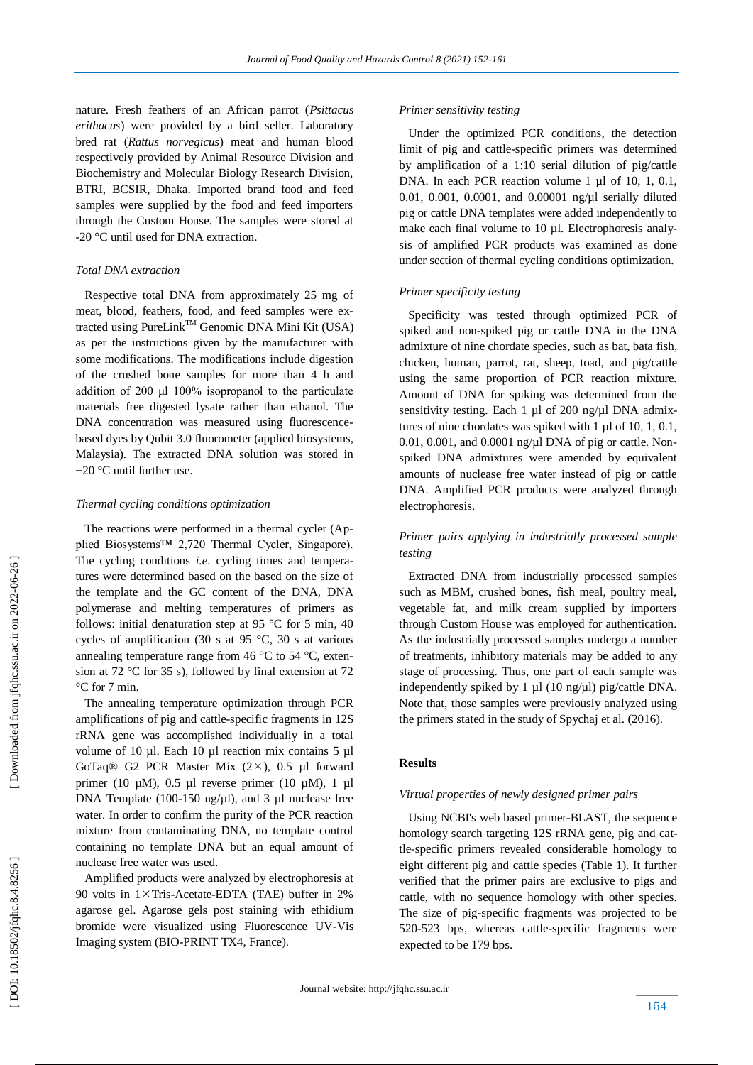nature. Fresh feathers of an African parrot (*Psittacus erithacus*) were provided by a bird seller. Laboratory bred rat (*Rattus norvegicus*) meat and human blood respectively provided by Animal Resource Division and Biochemistry and Molecular Biology Research Division, BTRI, BCSIR, Dhaka. Imported brand food and feed samples were supplied by the food and feed importers through the Custom House. The samples were stored at -20 °C until used for DNA extraction.

*Total DNA extraction*

Respective total DNA from approximately 25 mg of meat, blood, feathers, food, and feed samples were extracted using PureLink™ Genomic DNA Mini Kit (USA) as per the instructions given by the manufacturer with some modifications. The modifications include digestion of the crushed bone samples for more than 4 h and addition of 200 µl 100% isopropanol to the particulate materials free digested lysate rather than ethanol. The DNA concentration was measured using fluorescence-based dyes by Qubit 3.0 fluorometer (applied biosystems, Malaysia). The extracted DNA solution was stored in −20 °C until further use.

*Thermal cycling conditions optimization*

The reactions were performed in a thermal cycler (Applied Biosystems™ 2,720 Thermal Cycler, Singapore). The cycling conditions *i.e.* cycling times and temperatures were determined based on the based on the size of the template and the GC content of the DNA, DNA polymerase and melting temperatures of primers as follows: initial denaturation step at 95 °C for 5 min, 40 cycles of amplification (30 s at 95 °C, 30 s at various annealing temperature range from 46 °C to 54 °C, extension at 72 °C for 35 s), followed by final extension at 72 °C for 7 min.

The annealing temperature optimization through PCR amplifications of pig and cattle-specific fragments in 12S rRNA gene was accomplished individually in a total volume of 10 µl. Each 10 µl reaction mix contains 5 µl GoTaq® G2 PCR Master Mix (2×), 0.5 µl forward primer (10 µM), 0.5 µl reverse primer (10 µM), 1 µl DNA Template (100-150 ng/µl), and 3 µl nuclease free water. In order to confirm the purity of the PCR reaction mixture from contaminating DNA, no template control containing no template DNA but an equal amount of nuclease free water was used.

Amplified products were analyzed by electrophoresis at 90 volts in 1×Tris-Acetate-EDTA (TAE) buffer in 2% agarose gel. Agarose gels post staining with ethidium bromide were visualized using Fluorescence UV-Vis Imaging system (BIO-PRINT TX4, France).

*Primer sensitivity testing*

Under the optimized PCR conditions, the detection limit of pig and cattle-specific primers was determined by amplification of a 1:10 serial dilution of pig/cattle DNA. In each PCR reaction volume 1 µl of 10, 1, 0.1, 0.01, 0.001, 0.0001, and 0.00001 ng/µl serially diluted pig or cattle DNA templates were added independently to make each final volume to 10 µl. Electrophoresis analysis of amplified PCR products was examined as done under section of thermal cycling conditions optimization.

*Primer specificity testing*

Specificity was tested through optimized PCR of spiked and non-spiked pig or cattle DNA in the DNA admixture of nine chordate species, such as bat, bata fish, chicken, human, parrot, rat, sheep, toad, and pig/cattle using the same proportion of PCR reaction mixture. Amount of DNA for spiking was determined from the sensitivity testing. Each 1 µl of 200 ng/µl DNA admixtures of nine chordates was spiked with 1 µl of 10, 1, 0.1, 0.01, 0.001, and 0.0001 ng/µl DNA of pig or cattle. Non-spiked DNA admixtures were amended by equivalent amounts of nuclease free water instead of pig or cattle DNA. Amplified PCR products were analyzed through electrophoresis.

*Primer pairs applying in industrially processed sample testing*

Extracted DNA from industrially processed samples such as MBM, crushed bones, fish meal, poultry meal, vegetable fat, and milk cream supplied by importers through Custom House was employed for authentication. As the industrially processed samples undergo a number of treatments, inhibitory materials may be added to any stage of processing. Thus, one part of each sample was independently spiked by 1 µl (10 ng/µl) pig/cattle DNA. Note that, those samples were previously analyzed using the primers stated in the study of Spychaj et al. (2016).

## Results

*Virtual properties of newly designed primer pairs*

Using NCBI's web based primer-BLAST, the sequence homology search targeting 12S rRNA gene, pig and cattle-specific primers revealed considerable homology to eight different pig and cattle species (Table 1). It further verified that the primer pairs are exclusive to pigs and cattle, with no sequence homology with other species. The size of pig-specific fragments was projected to be 520-523 bps, whereas cattle-specific fragments were expected to be 179 bps.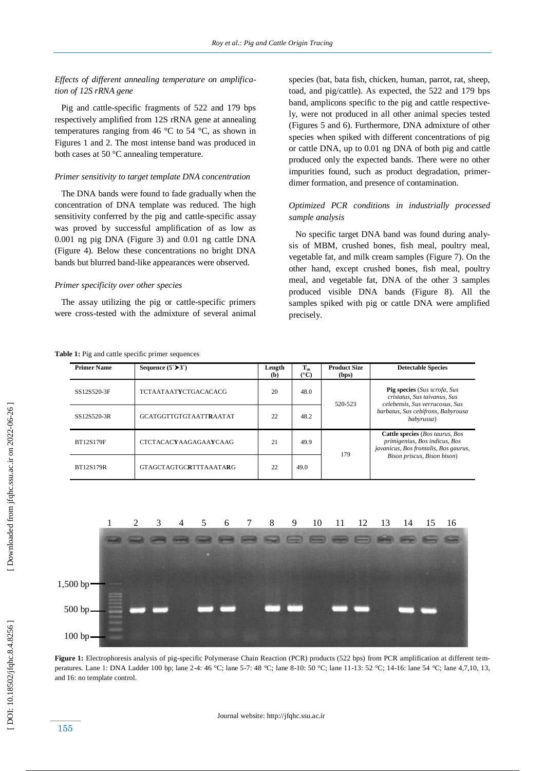*Effects of different annealing temperature on amplification of 12S rRNA gene*

Pig and cattle-specific fragments of 522 and 179 bps respectively amplified from 12S rRNA gene at annealing temperatures ranging from 46 °C to 54 °C, as shown in Figures 1 and 2. The most intense band was produced in both cases at 50 °C annealing temperature.

*Primer sensitivity to target template DNA concentration*

The DNA bands were found to fade gradually when the concentration of DNA template was reduced. The high sensitivity conferred by the pig and cattle-specific assay was proved by successful amplification of as low as 0.001 ng pig DNA (Figure 3) and 0.01 ng cattle DNA (Figure 4). Below these concentrations no bright DNA bands but blurred band-like appearances were observed.

*Primer specificity over other species*

The assay utilizing the pig or cattle-specific primers were cross-tested with the admixture of several animal species (bat, bata fish, chicken, human, parrot, rat, sheep, toad, and pig/cattle). As expected, the 522 and 179 bps band, amplicons specific to the pig and cattle respectively, were not produced in all other animal species tested (Figures 5 and 6). Furthermore, DNA admixture of other species when spiked with different concentrations of pig or cattle DNA, up to 0.01 ng DNA of both pig and cattle produced only the expected bands. There were no other impurities found, such as product degradation, primer-dimer formation, and presence of contamination.

*Optimized PCR conditions in industrially processed sample analysis*

No specific target DNA band was found during analysis of MBM, crushed bones, fish meal, poultry meal, vegetable fat, and milk cream samples (Figure 7). On the other hand, except crushed bones, fish meal, poultry meal, and vegetable fat, DNA of the other 3 samples produced visible DNA bands (Figure 8). All the samples spiked with pig or cattle DNA were amplified precisely.

**Table 1:** Pig and cattle specific primer sequences

| Primer Name | Sequence (5´➤3´) | Length (b) | $T_m$ (°C) | Product Size (bps) | Detectable Species |
|---|---|---|---|---|---|
| SS12S520-3F | TCTAATAAT**Y**CTGACACACG | 20 | 48.0 | 520-523 | **Pig species** (*Sus scrofa, Sus cristatus, Sus taivanus, Sus celebensis, Sus verrucosus, Sus barbatus, Sus cebifrons, Babyrousa babyrussa*) |
| SS12S520-3R | GCATGGTTGTGTAATT**R**AATAT | 22 | 48.2 | | |
| BT12S179F | CTCTACAC**Y**AAGAGAA**Y**CAAG | 21 | 49.9 | 179 | **Cattle species** (*Bos taurus, Bos primigenius, Bos indicus, Bos javanicus, Bos frontalis, Bos gaurus, Bison priscus, Bison bison*) |
| BT12S179R | GTAGCTAGTGC**R**TTTAAATA**R**G | 22 | 49.0 | | |

**Figure 1:** Electrophoresis analysis of pig-specific Polymerase Chain Reaction (PCR) products (522 bps) from PCR amplification at different temperatures. Lane 1: DNA Ladder 100 bp; lane 2-4: 46 °C; lane 5-7: 48 °C; lane 8-10: 50 °C; lane 11-13: 52 °C; 14-16: lane 54 °C; lane 4,7,10, 13, and 16: no template control.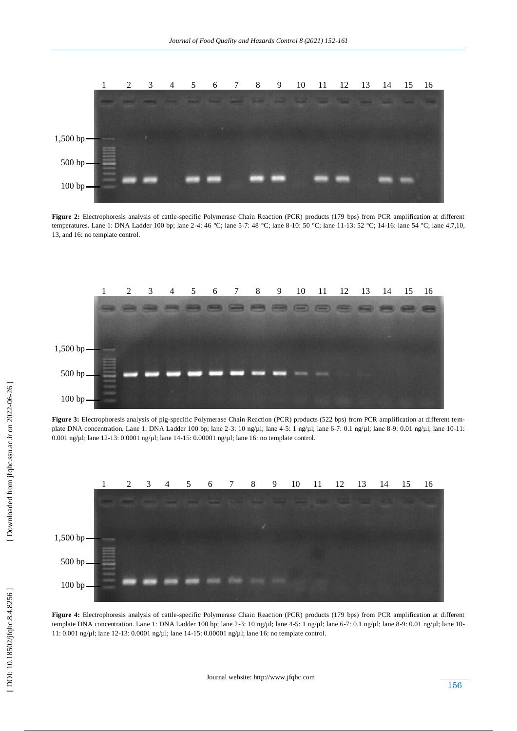**Figure 2:** Electrophoresis analysis of cattle-specific Polymerase Chain Reaction (PCR) products (179 bps) from PCR amplification at different temperatures. Lane 1: DNA Ladder 100 bp; lane 2-4: 46 °C; lane 5-7: 48 °C; lane 8-10: 50 °C; lane 11-13: 52 °C; 14-16: lane 54 °C; lane 4,7,10, 13, and 16: no template control.

**Figure 3:** Electrophoresis analysis of pig-specific Polymerase Chain Reaction (PCR) products (522 bps) from PCR amplification at different template DNA concentration. Lane 1: DNA Ladder 100 bp; lane 2-3: 10 ng/µl; lane 4-5: 1 ng/µl; lane 6-7: 0.1 ng/µl; lane 8-9: 0.01 ng/µl; lane 10-11: 0.001 ng/µl; lane 12-13: 0.0001 ng/µl; lane 14-15: 0.00001 ng/µl; lane 16: no template control.

**Figure 4:** Electrophoresis analysis of cattle-specific Polymerase Chain Reaction (PCR) products (179 bps) from PCR amplification at different template DNA concentration. Lane 1: DNA Ladder 100 bp; lane 2-3: 10 ng/µl; lane 4-5: 1 ng/µl; lane 6-7: 0.1 ng/µl; lane 8-9: 0.01 ng/µl; lane 10-11: 0.001 ng/µl; lane 12-13: 0.0001 ng/µl; lane 14-15: 0.00001 ng/µl; lane 16: no template control.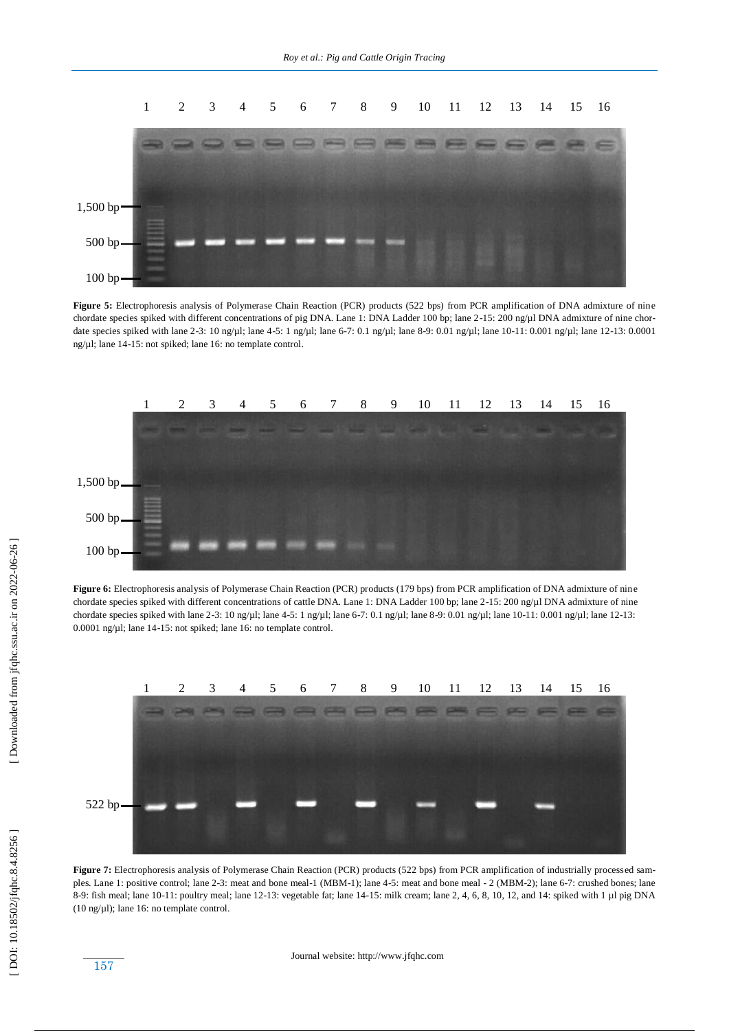**Figure 5:** Electrophoresis analysis of Polymerase Chain Reaction (PCR) products (522 bps) from PCR amplification of DNA admixture of nine chordate species spiked with different concentrations of pig DNA. Lane 1: DNA Ladder 100 bp; lane 2-15: 200 ng/µl DNA admixture of nine chordate species spiked with lane 2-3: 10 ng/µl; lane 4-5: 1 ng/µl; lane 6-7: 0.1 ng/µl; lane 8-9: 0.01 ng/µl; lane 10-11: 0.001 ng/µl; lane 12-13: 0.0001 ng/µl; lane 14-15: not spiked; lane 16: no template control.

**Figure 6:** Electrophoresis analysis of Polymerase Chain Reaction (PCR) products (179 bps) from PCR amplification of DNA admixture of nine chordate species spiked with different concentrations of cattle DNA. Lane 1: DNA Ladder 100 bp; lane 2-15: 200 ng/µl DNA admixture of nine chordate species spiked with lane 2-3: 10 ng/µl; lane 4-5: 1 ng/µl; lane 6-7: 0.1 ng/µl; lane 8-9: 0.01 ng/µl; lane 10-11: 0.001 ng/µl; lane 12-13: 0.0001 ng/µl; lane 14-15: not spiked; lane 16: no template control.

**Figure 7:** Electrophoresis analysis of Polymerase Chain Reaction (PCR) products (522 bps) from PCR amplification of industrially processed samples. Lane 1: positive control; lane 2-3: meat and bone meal-1 (MBM-1); lane 4-5: meat and bone meal - 2 (MBM-2); lane 6-7: crushed bones; lane 8-9: fish meal; lane 10-11: poultry meal; lane 12-13: vegetable fat; lane 14-15: milk cream; lane 2, 4, 6, 8, 10, 12, and 14: spiked with 1 µl pig DNA (10 ng/µl); lane 16: no template control.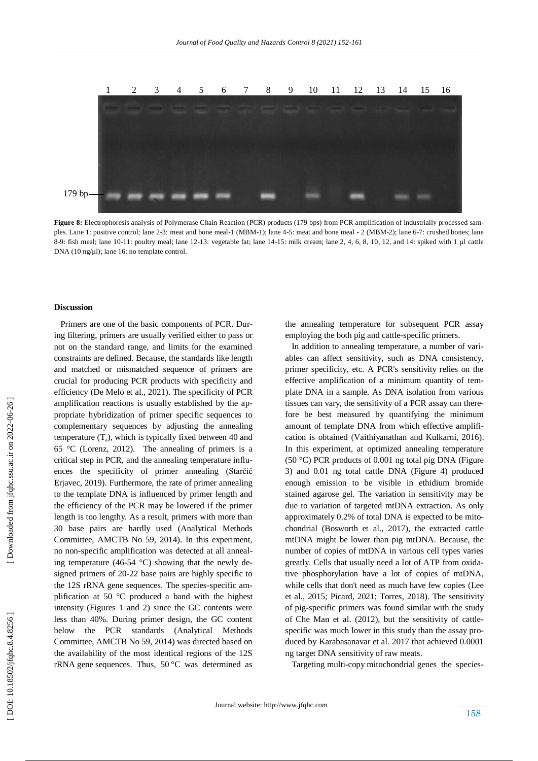**Figure 8:** Electrophoresis analysis of Polymerase Chain Reaction (PCR) products (179 bps) from PCR amplification of industrially processed samples. Lane 1: positive control; lane 2-3: meat and bone meal-1 (MBM-1); lane 4-5: meat and bone meal - 2 (MBM-2); lane 6-7: crushed bones; lane 8-9: fish meal; lane 10-11: poultry meal; lane 12-13: vegetable fat; lane 14-15: milk cream; lane 2, 4, 6, 8, 10, 12, and 14: spiked with 1 µl cattle DNA (10 ng/µl); lane 16: no template control.

## Discussion

Primers are one of the basic components of PCR. During filtering, primers are usually verified either to pass or not on the standard range, and limits for the examined constraints are defined. Because, the standards like length and matched or mismatched sequence of primers are crucial for producing PCR products with specificity and efficiency (De Melo et al., 2021). The specificity of PCR amplification reactions is usually established by the appropriate hybridization of primer specific sequences to complementary sequences by adjusting the annealing temperature ($T_a$), which is typically fixed between 40 and 65 °C (Lorenz, 2012). The annealing of primers is a critical step in PCR, and the annealing temperature influences the specificity of primer annealing (Starčič Erjavec, 2019). Furthermore, the rate of primer annealing to the template DNA is influenced by primer length and the efficiency of the PCR may be lowered if the primer length is too lengthy. As a result, primers with more than 30 base pairs are hardly used (Analytical Methods Committee, AMCTB No 59, 2014). In this experiment, no non-specific amplification was detected at all annealing temperature (46-54 °C) showing that the newly designed primers of 20-22 base pairs are highly specific to the 12S rRNA gene sequences. The species-specific amplification at 50 °C produced a band with the highest intensity (Figures 1 and 2) since the GC contents were less than 40%. During primer design, the GC content below the PCR standards (Analytical Methods Committee, AMCTB No 59, 2014) was directed based on the availability of the most identical regions of the 12S rRNA gene sequences. Thus, 50 °C was determined as the annealing temperature for subsequent PCR assay employing the both pig and cattle-specific primers.

In addition to annealing temperature, a number of variables can affect sensitivity, such as DNA consistency, primer specificity, etc. A PCR's sensitivity relies on the effective amplification of a minimum quantity of template DNA in a sample. As DNA isolation from various tissues can vary, the sensitivity of a PCR assay can therefore be best measured by quantifying the minimum amount of template DNA from which effective amplification is obtained (Vaithiyanathan and Kulkarni, 2016). In this experiment, at optimized annealing temperature (50 °C) PCR products of 0.001 ng total pig DNA (Figure 3) and 0.01 ng total cattle DNA (Figure 4) produced enough emission to be visible in ethidium bromide stained agarose gel. The variation in sensitivity may be due to variation of targeted mtDNA extraction. As only approximately 0.2% of total DNA is expected to be mitochondrial (Bosworth et al., 2017), the extracted cattle mtDNA might be lower than pig mtDNA. Because, the number of copies of mtDNA in various cell types varies greatly. Cells that usually need a lot of ATP from oxidative phosphorylation have a lot of copies of mtDNA, while cells that don't need as much have few copies (Lee et al., 2015; Picard, 2021; Torres, 2018). The sensitivity of pig-specific primers was found similar with the study of Che Man et al. (2012), but the sensitivity of cattle-specific was much lower in this study than the assay produced by Karabasanavar et al. 2017 that achieved 0.0001 ng target DNA sensitivity of raw meats.

Targeting multi-copy mitochondrial genes the species-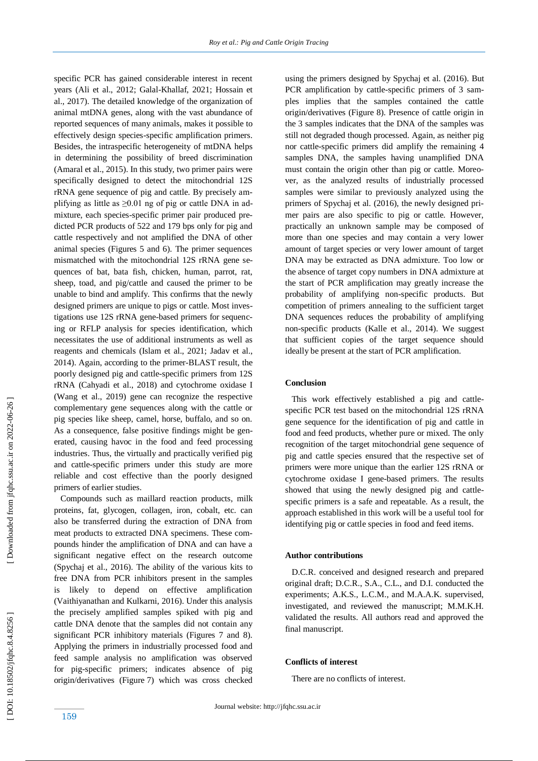specific PCR has gained considerable interest in recent years (Ali et al., 2012; Galal-Khallaf, 2021; Hossain et al., 2017). The detailed knowledge of the organization of animal mtDNA genes, along with the vast abundance of reported sequences of many animals, makes it possible to effectively design species-specific amplification primers. Besides, the intraspecific heterogeneity of mtDNA helps in determining the possibility of breed discrimination (Amaral et al., 2015). In this study, two primer pairs were specifically designed to detect the mitochondrial 12S rRNA gene sequence of pig and cattle. By precisely amplifying as little as $\geq$0.01 ng of pig or cattle DNA in admixture, each species-specific primer pair produced predicted PCR products of 522 and 179 bps only for pig and cattle respectively and not amplified the DNA of other animal species (Figures 5 and 6). The primer sequences mismatched with the mitochondrial 12S rRNA gene sequences of bat, bata fish, chicken, human, parrot, rat, sheep, toad, and pig/cattle and caused the primer to be unable to bind and amplify. This confirms that the newly designed primers are unique to pigs or cattle. Most investigations use 12S rRNA gene-based primers for sequencing or RFLP analysis for species identification, which necessitates the use of additional instruments as well as reagents and chemicals (Islam et al., 2021; Jadav et al., 2014). Again, according to the primer-BLAST result, the poorly designed pig and cattle-specific primers from 12S rRNA (Cahyadi et al., 2018) and cytochrome oxidase I (Wang et al., 2019) gene can recognize the respective complementary gene sequences along with the cattle or pig species like sheep, camel, horse, buffalo, and so on. As a consequence, false positive findings might be generated, causing havoc in the food and feed processing industries. Thus, the virtually and practically verified pig and cattle-specific primers under this study are more reliable and cost effective than the poorly designed primers of earlier studies.

Compounds such as maillard reaction products, milk proteins, fat, glycogen, collagen, iron, cobalt, etc. can also be transferred during the extraction of DNA from meat products to extracted DNA specimens. These compounds hinder the amplification of DNA and can have a significant negative effect on the research outcome (Spychaj et al., 2016). The ability of the various kits to free DNA from PCR inhibitors present in the samples is likely to depend on effective amplification (Vaithiyanathan and Kulkarni, 2016). Under this analysis the precisely amplified samples spiked with pig and cattle DNA denote that the samples did not contain any significant PCR inhibitory materials (Figures 7 and 8). Applying the primers in industrially processed food and feed sample analysis no amplification was observed for pig-specific primers; indicates absence of pig origin/derivatives (Figure 7) which was cross checked using the primers designed by Spychaj et al. (2016). But PCR amplification by cattle-specific primers of 3 samples implies that the samples contained the cattle origin/derivatives (Figure 8). Presence of cattle origin in the 3 samples indicates that the DNA of the samples was still not degraded though processed. Again, as neither pig nor cattle-specific primers did amplify the remaining 4 samples DNA, the samples having unamplified DNA must contain the origin other than pig or cattle. Moreover, as the analyzed results of industrially processed samples were similar to previously analyzed using the primers of Spychaj et al. (2016), the newly designed primer pairs are also specific to pig or cattle. However, practically an unknown sample may be composed of more than one species and may contain a very lower amount of target species or very lower amount of target DNA may be extracted as DNA admixture. Too low or the absence of target copy numbers in DNA admixture at the start of PCR amplification may greatly increase the probability of amplifying non-specific products. But competition of primers annealing to the sufficient target DNA sequences reduces the probability of amplifying non-specific products (Kalle et al., 2014). We suggest that sufficient copies of the target sequence should ideally be present at the start of PCR amplification.

## Conclusion

This work effectively established a pig and cattle-specific PCR test based on the mitochondrial 12S rRNA gene sequence for the identification of pig and cattle in food and feed products, whether pure or mixed. The only recognition of the target mitochondrial gene sequence of pig and cattle species ensured that the respective set of primers were more unique than the earlier 12S rRNA or cytochrome oxidase I gene-based primers. The results showed that using the newly designed pig and cattle-specific primers is a safe and repeatable. As a result, the approach established in this work will be a useful tool for identifying pig or cattle species in food and feed items.

## Author contributions

D.C.R. conceived and designed research and prepared original draft; D.C.R., S.A., C.L., and D.I. conducted the experiments; A.K.S., L.C.M., and M.A.A.K. supervised, investigated, and reviewed the manuscript; M.M.K.H. validated the results. All authors read and approved the final manuscript.

## Conflicts of interest

There are no conflicts of interest.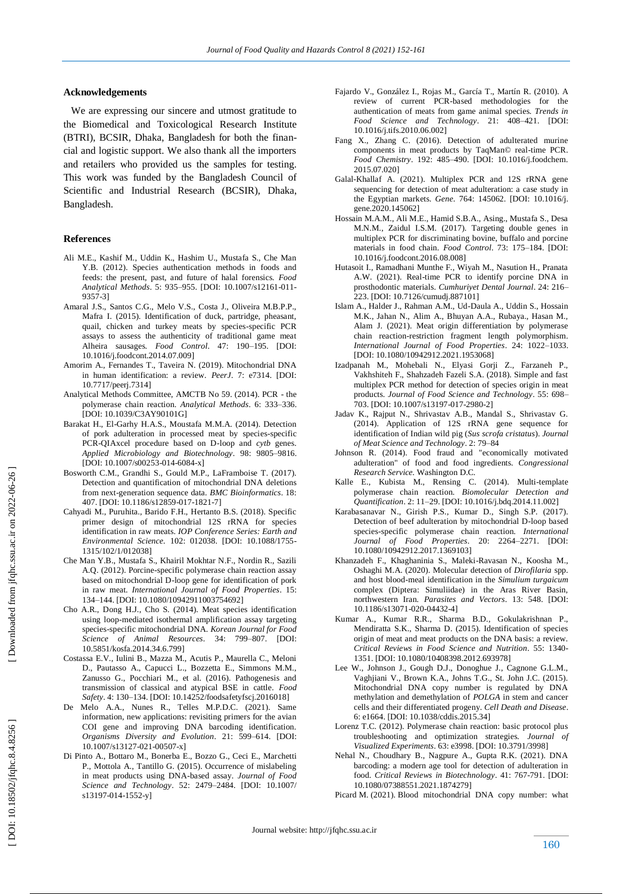## Acknowledgements

We are expressing our sincere and utmost gratitude to the Biomedical and Toxicological Research Institute (BTRI), BCSIR, Dhaka, Bangladesh for both the financial and logistic support. We also thank all the importers and retailers who provided us the samples for testing. This work was funded by the Bangladesh Council of Scientific and Industrial Research (BCSIR), Dhaka, Bangladesh.

## References

- Ali M.E., Kashif M., Uddin K., Hashim U., Mustafa S., Che Man Y.B. (2012). Species authentication methods in foods and feeds: the present, past, and future of halal forensics. *Food Analytical Methods*. 5: 935–955. [DOI: 10.1007/s12161-011-9357-3]
- Amaral J.S., Santos C.G., Melo V.S., Costa J., Oliveira M.B.P.P., Mafra I. (2015). Identification of duck, partridge, pheasant, quail, chicken and turkey meats by species-specific PCR assays to assess the authenticity of traditional game meat Alheira sausages. *Food Control*. 47: 190–195. [DOI: 10.1016/j.foodcont.2014.07.009]
- Amorim A., Fernandes T., Taveira N. (2019). Mitochondrial DNA in human identification: a review. *PeerJ*. 7: e7314. [DOI: 10.7717/peerj.7314]
- Analytical Methods Committee, AMCTB No 59. (2014). PCR - the polymerase chain reaction. *Analytical Methods*. 6: 333–336. [DOI: 10.1039/C3AY90101G]
- Barakat H., El-Garhy H.A.S., Moustafa M.M.A. (2014). Detection of pork adulteration in processed meat by species-specific PCR-QIAxcel procedure based on D-loop and *cytb* genes. *Applied Microbiology and Biotechnology*. 98: 9805–9816. [DOI: 10.1007/s00253-014-6084-x]
- Bosworth C.M., Grandhi S., Gould M.P., LaFramboise T. (2017). Detection and quantification of mitochondrial DNA deletions from next-generation sequence data. *BMC Bioinformatics*. 18: 407. [DOI: 10.1186/s12859-017-1821-7]
- Cahyadi M., Puruhita., Barido F.H., Hertanto B.S. (2018). Specific primer design of mitochondrial 12S rRNA for species identification in raw meats. *IOP Conference Series: Earth and Environmental Science*. 102: 012038. [DOI: 10.1088/1755-1315/102/1/012038]
- Che Man Y.B., Mustafa S., Khairil Mokhtar N.F., Nordin R., Sazili A.Q. (2012). Porcine-specific polymerase chain reaction assay based on mitochondrial D-loop gene for identification of pork in raw meat. *International Journal of Food Properties*. 15: 134–144. [DOI: 10.1080/10942911003754692]
- Cho A.R., Dong H.J., Cho S. (2014). Meat species identification using loop-mediated isothermal amplification assay targeting species-specific mitochondrial DNA. *Korean Journal for Food Science of Animal Resources*. 34: 799–807. [DOI: 10.5851/kosfa.2014.34.6.799]
- Costassa E.V., Iulini B., Mazza M., Acutis P., Maurella C., Meloni D., Pautasso A., Capucci L., Bozzetta E., Simmons M.M., Zanusso G., Pocchiari M., et al. (2016). Pathogenesis and transmission of classical and atypical BSE in cattle. *Food Safety*. 4: 130–134. [DOI: 10.14252/foodsafetyfscj.2016018]
- De Melo A.A., Nunes R., Telles M.P.D.C. (2021). Same information, new applications: revisiting primers for the avian COI gene and improving DNA barcoding identification. *Organisms Diversity and Evolution*. 21: 599–614. [DOI: 10.1007/s13127-021-00507-x]
- Di Pinto A., Bottaro M., Bonerba E., Bozzo G., Ceci E., Marchetti P., Mottola A., Tantillo G. (2015). Occurrence of mislabeling in meat products using DNA-based assay. *Journal of Food Science and Technology*. 52: 2479–2484. [DOI: 10.1007/s13197-014-1552-y]
- Fajardo V., González I., Rojas M., García T., Martín R. (2010). A review of current PCR-based methodologies for the authentication of meats from game animal species. *Trends in Food Science and Technology*. 21: 408–421. [DOI: 10.1016/j.tifs.2010.06.002]
- Fang X., Zhang C. (2016). Detection of adulterated murine components in meat products by TaqMan© real-time PCR. *Food Chemistry*. 192: 485–490. [DOI: 10.1016/j.foodchem.2015.07.020]
- Galal-Khallaf A. (2021). Multiplex PCR and 12S rRNA gene sequencing for detection of meat adulteration: a case study in the Egyptian markets. *Gene*. 764: 145062. [DOI: 10.1016/j.gene.2020.145062]
- Hossain M.A.M., Ali M.E., Hamid S.B.A., Asing., Mustafa S., Desa M.N.M., Zaidul I.S.M. (2017). Targeting double genes in multiplex PCR for discriminating bovine, buffalo and porcine materials in food chain. *Food Control*. 73: 175–184. [DOI: 10.1016/j.foodcont.2016.08.008]
- Hutasoit I., Ramadhani Munthe F., Wiyah M., Nasution H., Pranata A.W. (2021). Real-time PCR to identify porcine DNA in prosthodontic materials. *Cumhuriyet Dental Journal*. 24: 216–223. [DOI: 10.7126/cumudj.887101]
- Islam A., Halder J., Rahman A.M., Ud-Daula A., Uddin S., Hossain M.K., Jahan N., Alim A., Bhuyan A.A., Rubaya., Hasan M., Alam J. (2021). Meat origin differentiation by polymerase chain reaction-restriction fragment length polymorphism. *International Journal of Food Properties*. 24: 1022–1033. [DOI: 10.1080/10942912.2021.1953068]
- Izadpanah M., Mohebali N., Elyasi Gorji Z., Farzaneh P., Vakhshiteh F., Shahzadeh Fazeli S.A. (2018). Simple and fast multiplex PCR method for detection of species origin in meat products. *Journal of Food Science and Technology*. 55: 698–703. [DOI: 10.1007/s13197-017-2980-2]
- Jadav K., Rajput N., Shrivastav A.B., Mandal S., Shrivastav G. (2014). Application of 12S rRNA gene sequence for identification of Indian wild pig (*Sus scrofa cristatus*). *Journal of Meat Science and Technology*. 2: 79–84
- Johnson R. (2014). Food fraud and "economically motivated adulteration" of food and food ingredients. *Congressional Research Service*. Washington D.C.
- Kalle E., Kubista M., Rensing C. (2014). Multi-template polymerase chain reaction. *Biomolecular Detection and Quantification*. 2: 11–29. [DOI: 10.1016/j.bdq.2014.11.002]
- Karabasanavar N., Girish P.S., Kumar D., Singh S.P. (2017). Detection of beef adulteration by mitochondrial D-loop based species-specific polymerase chain reaction. *International Journal of Food Properties*. 20: 2264–2271. [DOI: 10.1080/10942912.2017.1369103]
- Khanzadeh F., Khaghaninia S., Maleki-Ravasan N., Koosha M., Oshaghi M.A. (2020). Molecular detection of *Dirofilaria* spp. and host blood-meal identification in the *Simulium turgaicum* complex (Diptera: Simuliidae) in the Aras River Basin, northwestern Iran. *Parasites and Vectors*. 13: 548. [DOI: 10.1186/s13071-020-04432-4]
- Kumar A., Kumar R.R., Sharma B.D., Gokulakrishnan P., Mendiratta S.K., Sharma D. (2015). Identification of species origin of meat and meat products on the DNA basis: a review. *Critical Reviews in Food Science and Nutrition*. 55: 1340-1351. [DOI: 10.1080/10408398.2012.693978]
- Lee W., Johnson J., Gough D.J., Donoghue J., Cagnone G.L.M., Vaghjiani V., Brown K.A., Johns T.G., St. John J.C. (2015). Mitochondrial DNA copy number is regulated by DNA methylation and demethylation of *POLGA* in stem and cancer cells and their differentiated progeny. *Cell Death and Disease*. 6: e1664. [DOI: 10.1038/cddis.2015.34]
- Lorenz T.C. (2012). Polymerase chain reaction: basic protocol plus troubleshooting and optimization strategies. *Journal of Visualized Experiments*. 63: e3998. [DOI: 10.3791/3998]
- Nehal N., Choudhary B., Nagpure A., Gupta R.K. (2021). DNA barcoding: a modern age tool for detection of adulteration in food. *Critical Reviews in Biotechnology*. 41: 767-791. [DOI: 10.1080/07388551.2021.1874279]
- Picard M. (2021). Blood mitochondrial DNA copy number: what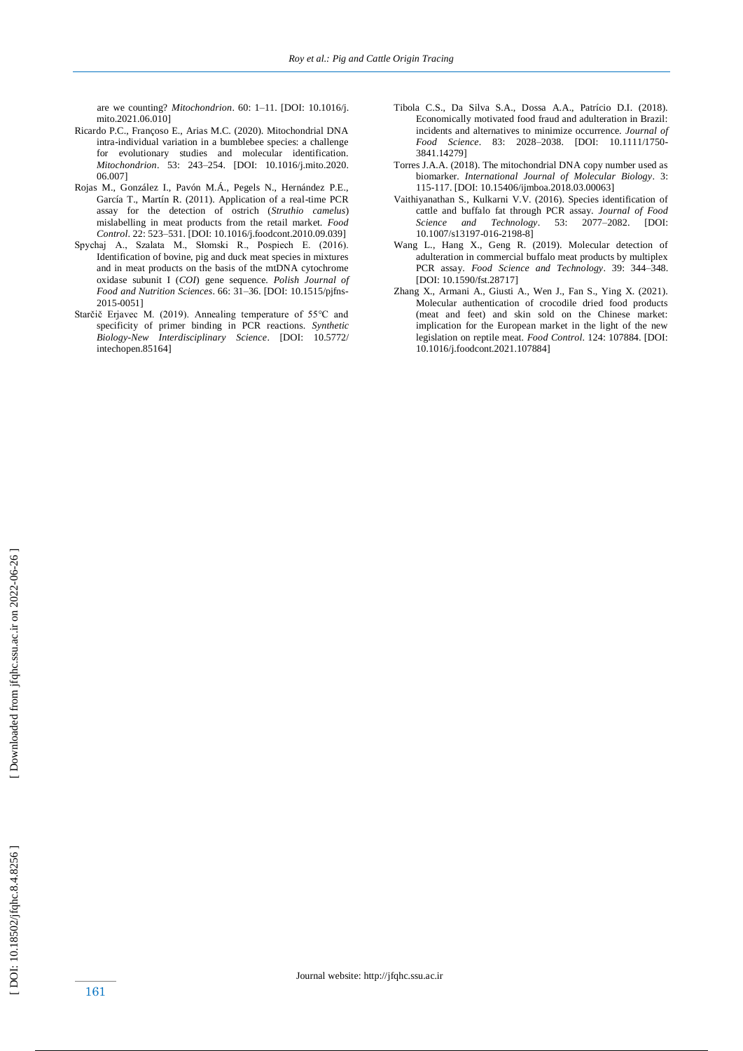are we counting? *Mitochondrion*. 60: 1–11. [DOI: 10.1016/j.mito.2021.06.010]

Ricardo P.C., Françoso E., Arias M.C. (2020). Mitochondrial DNA intra-individual variation in a bumblebee species: a challenge for evolutionary studies and molecular identification. *Mitochondrion*. 53: 243–254. [DOI: 10.1016/j.mito.2020.06.007]

Rojas M., González I., Pavón M.Á., Pegels N., Hernández P.E., García T., Martín R. (2011). Application of a real-time PCR assay for the detection of ostrich (*Struthio camelus*) mislabelling in meat products from the retail market. *Food Control*. 22: 523–531. [DOI: 10.1016/j.foodcont.2010.09.039]

Spychaj A., Szalata M., Słomski R., Pospiech E. (2016). Identification of bovine, pig and duck meat species in mixtures and in meat products on the basis of the mtDNA cytochrome oxidase subunit I (*COI*) gene sequence. *Polish Journal of Food and Nutrition Sciences*. 66: 31–36. [DOI: 10.1515/pjfns-2015-0051]

Starčič Erjavec M. (2019). Annealing temperature of 55°C and specificity of primer binding in PCR reactions. *Synthetic Biology-New Interdisciplinary Science*. [DOI: 10.5772/intechopen.85164]

Tibola C.S., Da Silva S.A., Dossa A.A., Patrício D.I. (2018). Economically motivated food fraud and adulteration in Brazil: incidents and alternatives to minimize occurrence. *Journal of Food Science*. 83: 2028–2038. [DOI: 10.1111/1750-3841.14279]

Torres J.A.A. (2018). The mitochondrial DNA copy number used as biomarker. *International Journal of Molecular Biology*. 3: 115-117. [DOI: 10.15406/ijmboa.2018.03.00063]

Vaithiyanathan S., Kulkarni V.V. (2016). Species identification of cattle and buffalo fat through PCR assay. *Journal of Food Science and Technology*. 53: 2077–2082. [DOI: 10.1007/s13197-016-2198-8]

Wang L., Hang X., Geng R. (2019). Molecular detection of adulteration in commercial buffalo meat products by multiplex PCR assay. *Food Science and Technology*. 39: 344–348. [DOI: 10.1590/fst.28717]

Zhang X., Armani A., Giusti A., Wen J., Fan S., Ying X. (2021). Molecular authentication of crocodile dried food products (meat and feet) and skin sold on the Chinese market: implication for the European market in the light of the new legislation on reptile meat. *Food Control*. 124: 107884. [DOI: 10.1016/j.foodcont.2021.107884]